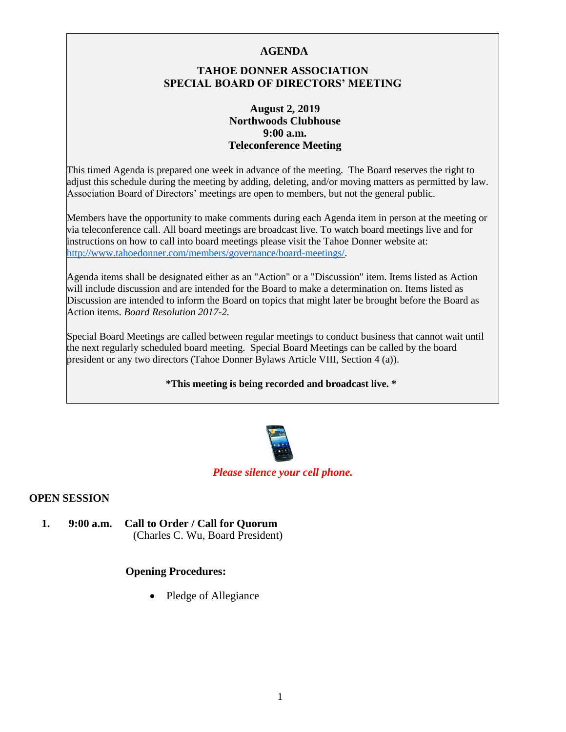# AGENDA

## TAHOE DONNER ASSOCIATION
## SPECIAL BOARD OF DIRECTORS' MEETING

**August 2, 2019**
**Northwoods Clubhouse**
**9:00 a.m.**
**Teleconference Meeting**

This timed Agenda is prepared one week in advance of the meeting. The Board reserves the right to adjust this schedule during the meeting by adding, deleting, and/or moving matters as permitted by law. Association Board of Directors' meetings are open to members, but not the general public.

Members have the opportunity to make comments during each Agenda item in person at the meeting or via teleconference call. All board meetings are broadcast live. To watch board meetings live and for instructions on how to call into board meetings please visit the Tahoe Donner website at: http://www.tahoedonner.com/members/governance/board-meetings/.

Agenda items shall be designated either as an "Action" or a "Discussion" item. Items listed as Action will include discussion and are intended for the Board to make a determination on. Items listed as Discussion are intended to inform the Board on topics that might later be brought before the Board as Action items. *Board Resolution 2017-2.*

Special Board Meetings are called between regular meetings to conduct business that cannot wait until the next regularly scheduled board meeting. Special Board Meetings can be called by the board president or any two directors (Tahoe Donner Bylaws Article VIII, Section 4 (a)).

**\*This meeting is being recorded and broadcast live. \***

***Please silence your cell phone.***

## OPEN SESSION

1. **9:00 a.m. Call to Order / Call for Quorum**
   (Charles C. Wu, Board President)

   **Opening Procedures:**

   - Pledge of Allegiance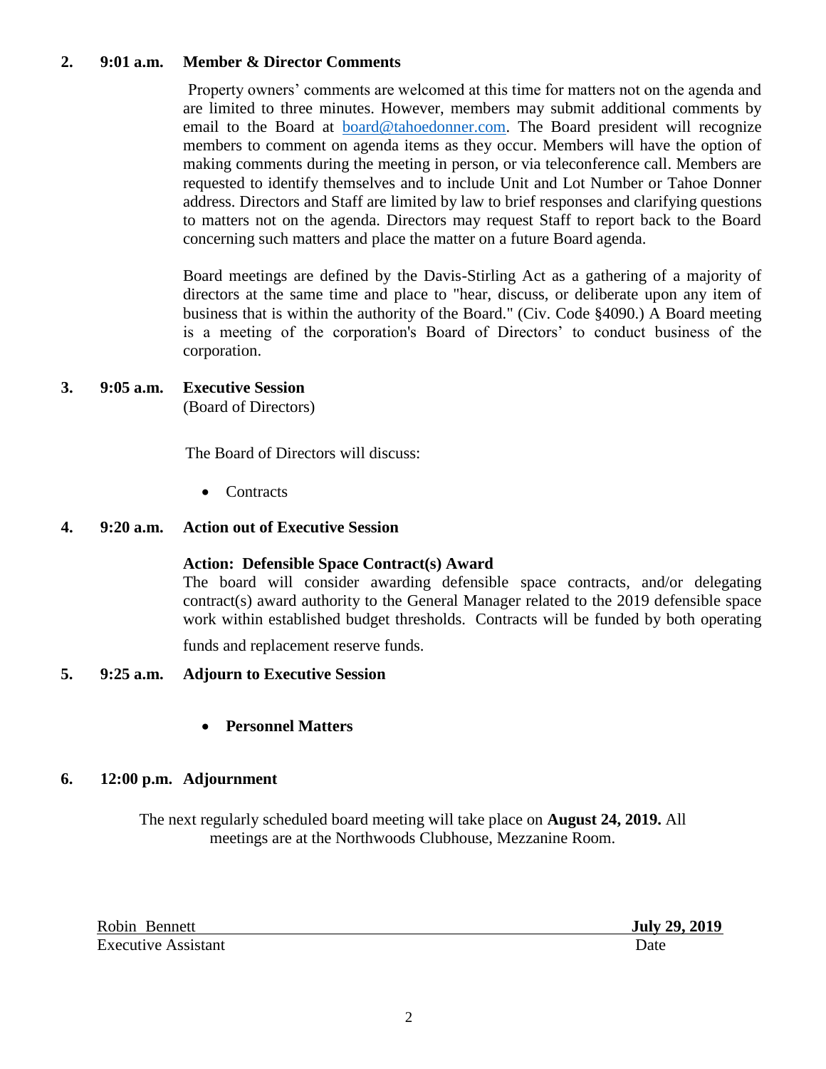**2. 9:01 a.m. Member & Director Comments**

Property owners' comments are welcomed at this time for matters not on the agenda and are limited to three minutes. However, members may submit additional comments by email to the Board at board@tahoedonner.com. The Board president will recognize members to comment on agenda items as they occur. Members will have the option of making comments during the meeting in person, or via teleconference call. Members are requested to identify themselves and to include Unit and Lot Number or Tahoe Donner address. Directors and Staff are limited by law to brief responses and clarifying questions to matters not on the agenda. Directors may request Staff to report back to the Board concerning such matters and place the matter on a future Board agenda.

Board meetings are defined by the Davis-Stirling Act as a gathering of a majority of directors at the same time and place to "hear, discuss, or deliberate upon any item of business that is within the authority of the Board." (Civ. Code §4090.) A Board meeting is a meeting of the corporation's Board of Directors' to conduct business of the corporation.

**3. 9:05 a.m. Executive Session**
(Board of Directors)

The Board of Directors will discuss:

- Contracts

**4. 9:20 a.m. Action out of Executive Session**

**Action: Defensible Space Contract(s) Award**
The board will consider awarding defensible space contracts, and/or delegating contract(s) award authority to the General Manager related to the 2019 defensible space work within established budget thresholds. Contracts will be funded by both operating funds and replacement reserve funds.

**5. 9:25 a.m. Adjourn to Executive Session**

- **Personnel Matters**

**6. 12:00 p.m. Adjournment**

The next regularly scheduled board meeting will take place on **August 24, 2019.** All meetings are at the Northwoods Clubhouse, Mezzanine Room.

Robin Bennett — **July 29, 2019**
Executive Assistant — Date